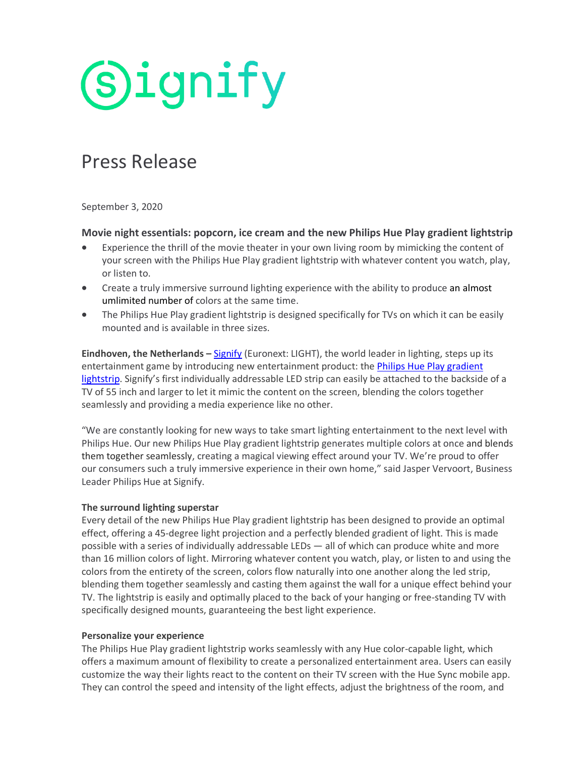signify

# Press Release

September 3, 2020

## Movie night essentials: popcorn, ice cream and the new Philips Hue Play gradient lightstrip

- Experience the thrill of the movie theater in your own living room by mimicking the content of your screen with the Philips Hue Play gradient lightstrip with whatever content you watch, play, or listen to.
- Create a truly immersive surround lighting experience with the ability to produce an almost umlimited number of colors at the same time.
- The Philips Hue Play gradient lightstrip is designed specifically for TVs on which it can be easily mounted and is available in three sizes.

**Eindhoven, the Netherlands –** Signify (Euronext: LIGHT), the world leader in lighting, steps up its entertainment game by introducing new entertainment product: the Philips Hue Play gradient lightstrip. Signify's first individually addressable LED strip can easily be attached to the backside of a TV of 55 inch and larger to let it mimic the content on the screen, blending the colors together seamlessly and providing a media experience like no other.

"We are constantly looking for new ways to take smart lighting entertainment to the next level with Philips Hue. Our new Philips Hue Play gradient lightstrip generates multiple colors at once and blends them together seamlessly, creating a magical viewing effect around your TV. We're proud to offer our consumers such a truly immersive experience in their own home," said Jasper Vervoort, Business Leader Philips Hue at Signify.

**The surround lighting superstar**

Every detail of the new Philips Hue Play gradient lightstrip has been designed to provide an optimal effect, offering a 45-degree light projection and a perfectly blended gradient of light. This is made possible with a series of individually addressable LEDs — all of which can produce white and more than 16 million colors of light. Mirroring whatever content you watch, play, or listen to and using the colors from the entirety of the screen, colors flow naturally into one another along the led strip, blending them together seamlessly and casting them against the wall for a unique effect behind your TV. The lightstrip is easily and optimally placed to the back of your hanging or free-standing TV with specifically designed mounts, guaranteeing the best light experience.

**Personalize your experience**

The Philips Hue Play gradient lightstrip works seamlessly with any Hue color-capable light, which offers a maximum amount of flexibility to create a personalized entertainment area. Users can easily customize the way their lights react to the content on their TV screen with the Hue Sync mobile app. They can control the speed and intensity of the light effects, adjust the brightness of the room, and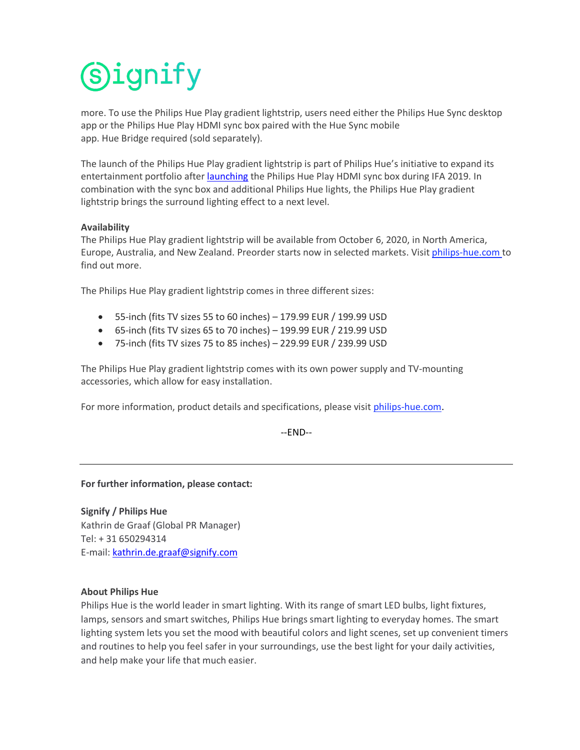more. To use the Philips Hue Play gradient lightstrip, users need either the Philips Hue Sync desktop app or the Philips Hue Play HDMI sync box paired with the Hue Sync mobile app. Hue Bridge required (sold separately).

The launch of the Philips Hue Play gradient lightstrip is part of Philips Hue's initiative to expand its entertainment portfolio after launching the Philips Hue Play HDMI sync box during IFA 2019. In combination with the sync box and additional Philips Hue lights, the Philips Hue Play gradient lightstrip brings the surround lighting effect to a next level.

**Availability**
The Philips Hue Play gradient lightstrip will be available from October 6, 2020, in North America, Europe, Australia, and New Zealand. Preorder starts now in selected markets. Visit philips-hue.com to find out more.

The Philips Hue Play gradient lightstrip comes in three different sizes:

- 55-inch (fits TV sizes 55 to 60 inches) – 179.99 EUR / 199.99 USD
- 65-inch (fits TV sizes 65 to 70 inches) – 199.99 EUR / 219.99 USD
- 75-inch (fits TV sizes 75 to 85 inches) – 229.99 EUR / 239.99 USD

The Philips Hue Play gradient lightstrip comes with its own power supply and TV-mounting accessories, which allow for easy installation.

For more information, product details and specifications, please visit philips-hue.com.

--END--

---

**For further information, please contact:**

**Signify / Philips Hue**
Kathrin de Graaf (Global PR Manager)
Tel: + 31 650294314
E-mail: kathrin.de.graaf@signify.com

**About Philips Hue**
Philips Hue is the world leader in smart lighting. With its range of smart LED bulbs, light fixtures, lamps, sensors and smart switches, Philips Hue brings smart lighting to everyday homes. The smart lighting system lets you set the mood with beautiful colors and light scenes, set up convenient timers and routines to help you feel safer in your surroundings, use the best light for your daily activities, and help make your life that much easier.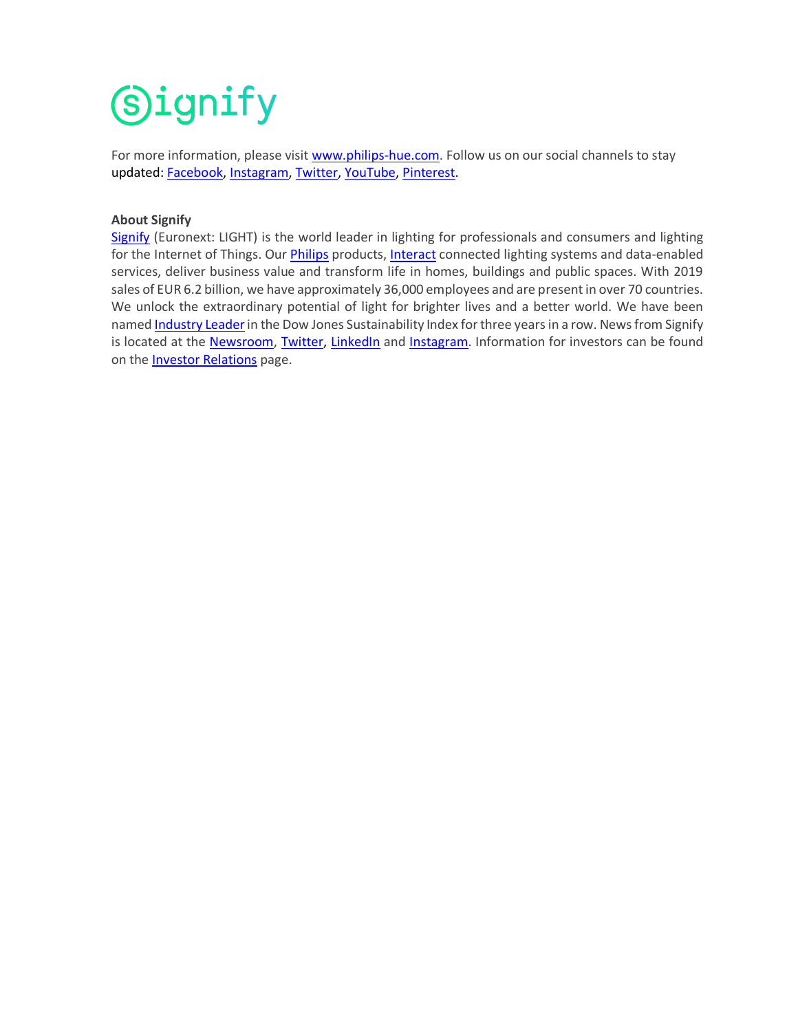Signify

For more information, please visit www.philips-hue.com. Follow us on our social channels to stay updated: Facebook, Instagram, Twitter, YouTube, Pinterest.

**About Signify**

Signify (Euronext: LIGHT) is the world leader in lighting for professionals and consumers and lighting for the Internet of Things. Our Philips products, Interact connected lighting systems and data-enabled services, deliver business value and transform life in homes, buildings and public spaces. With 2019 sales of EUR 6.2 billion, we have approximately 36,000 employees and are present in over 70 countries. We unlock the extraordinary potential of light for brighter lives and a better world. We have been named Industry Leader in the Dow Jones Sustainability Index for three years in a row. News from Signify is located at the Newsroom, Twitter, LinkedIn and Instagram. Information for investors can be found on the Investor Relations page.